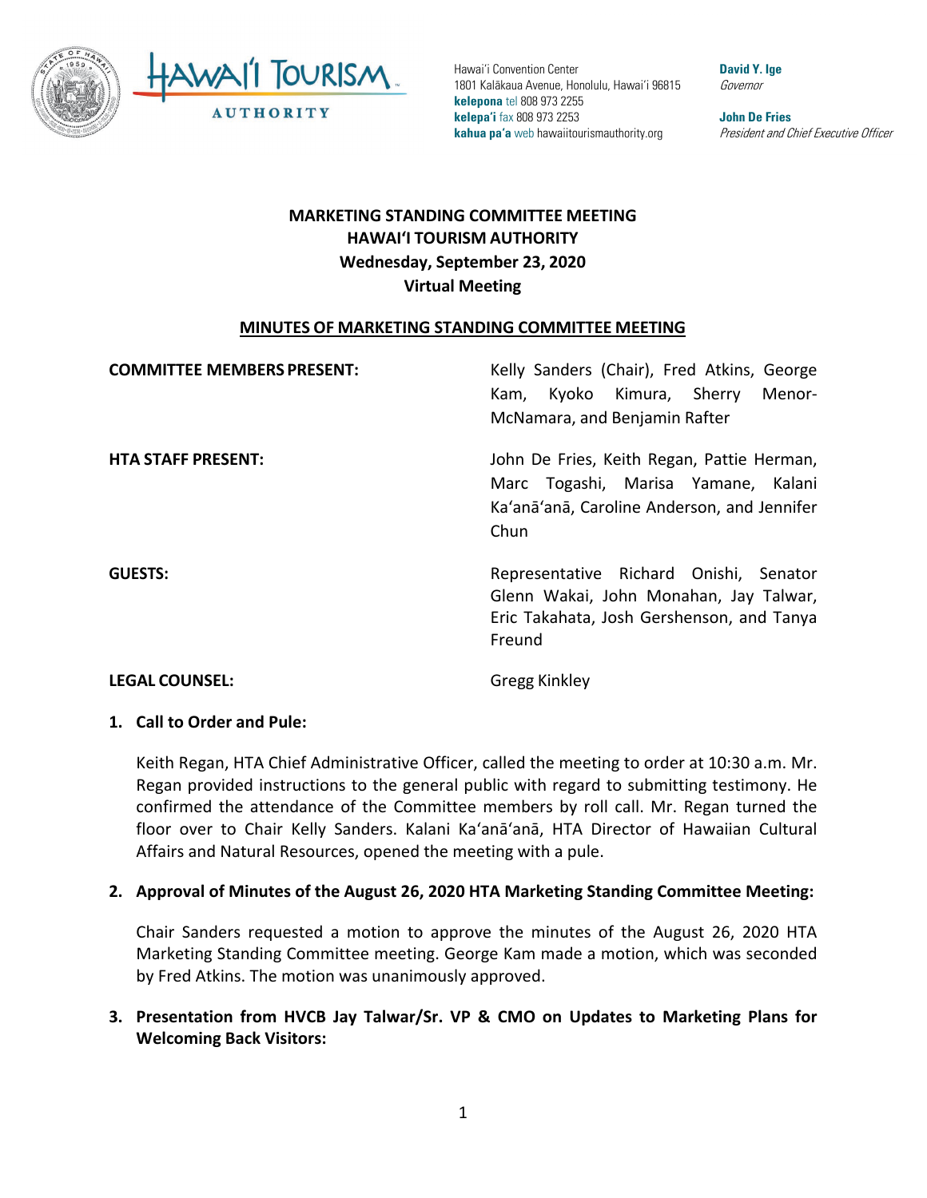Hawaiʻi Convention Center
1801 Kalākaua Avenue, Honolulu, Hawaiʻi 96815
**kelepona** tel 808 973 2255
**kelepaʻi** fax 808 973 2253
**kahua paʻa** web hawaiitourismauthority.org

**David Y. Ige**
*Governor*

**John De Fries**
*President and Chief Executive Officer*

# MARKETING STANDING COMMITTEE MEETING
# HAWAIʻI TOURISM AUTHORITY
# Wednesday, September 23, 2020
# Virtual Meeting

## MINUTES OF MARKETING STANDING COMMITTEE MEETING

| | |
|---|---|
| **COMMITTEE MEMBERS PRESENT:** | Kelly Sanders (Chair), Fred Atkins, George Kam, Kyoko Kimura, Sherry Menor-McNamara, and Benjamin Rafter |
| **HTA STAFF PRESENT:** | John De Fries, Keith Regan, Pattie Herman, Marc Togashi, Marisa Yamane, Kalani Kaʻanāʻanā, Caroline Anderson, and Jennifer Chun |
| **GUESTS:** | Representative Richard Onishi, Senator Glenn Wakai, John Monahan, Jay Talwar, Eric Takahata, Josh Gershenson, and Tanya Freund |
| **LEGAL COUNSEL:** | Gregg Kinkley |

**1. Call to Order and Pule:**

Keith Regan, HTA Chief Administrative Officer, called the meeting to order at 10:30 a.m. Mr. Regan provided instructions to the general public with regard to submitting testimony. He confirmed the attendance of the Committee members by roll call. Mr. Regan turned the floor over to Chair Kelly Sanders. Kalani Kaʻanāʻanā, HTA Director of Hawaiian Cultural Affairs and Natural Resources, opened the meeting with a pule.

**2. Approval of Minutes of the August 26, 2020 HTA Marketing Standing Committee Meeting:**

Chair Sanders requested a motion to approve the minutes of the August 26, 2020 HTA Marketing Standing Committee meeting. George Kam made a motion, which was seconded by Fred Atkins. The motion was unanimously approved.

**3. Presentation from HVCB Jay Talwar/Sr. VP & CMO on Updates to Marketing Plans for Welcoming Back Visitors:**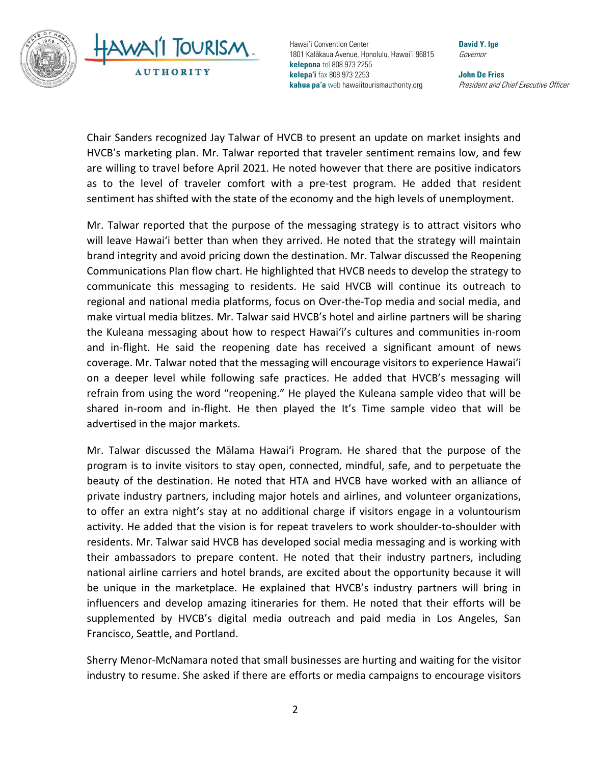Chair Sanders recognized Jay Talwar of HVCB to present an update on market insights and HVCB's marketing plan. Mr. Talwar reported that traveler sentiment remains low, and few are willing to travel before April 2021. He noted however that there are positive indicators as to the level of traveler comfort with a pre-test program. He added that resident sentiment has shifted with the state of the economy and the high levels of unemployment.

Mr. Talwar reported that the purpose of the messaging strategy is to attract visitors who will leave Hawai'i better than when they arrived. He noted that the strategy will maintain brand integrity and avoid pricing down the destination. Mr. Talwar discussed the Reopening Communications Plan flow chart. He highlighted that HVCB needs to develop the strategy to communicate this messaging to residents. He said HVCB will continue its outreach to regional and national media platforms, focus on Over-the-Top media and social media, and make virtual media blitzes. Mr. Talwar said HVCB's hotel and airline partners will be sharing the Kuleana messaging about how to respect Hawai'i's cultures and communities in-room and in-flight. He said the reopening date has received a significant amount of news coverage. Mr. Talwar noted that the messaging will encourage visitors to experience Hawai'i on a deeper level while following safe practices. He added that HVCB's messaging will refrain from using the word "reopening." He played the Kuleana sample video that will be shared in-room and in-flight. He then played the It's Time sample video that will be advertised in the major markets.

Mr. Talwar discussed the Mālama Hawai'i Program. He shared that the purpose of the program is to invite visitors to stay open, connected, mindful, safe, and to perpetuate the beauty of the destination. He noted that HTA and HVCB have worked with an alliance of private industry partners, including major hotels and airlines, and volunteer organizations, to offer an extra night's stay at no additional charge if visitors engage in a voluntourism activity. He added that the vision is for repeat travelers to work shoulder-to-shoulder with residents. Mr. Talwar said HVCB has developed social media messaging and is working with their ambassadors to prepare content. He noted that their industry partners, including national airline carriers and hotel brands, are excited about the opportunity because it will be unique in the marketplace. He explained that HVCB's industry partners will bring in influencers and develop amazing itineraries for them. He noted that their efforts will be supplemented by HVCB's digital media outreach and paid media in Los Angeles, San Francisco, Seattle, and Portland.

Sherry Menor-McNamara noted that small businesses are hurting and waiting for the visitor industry to resume. She asked if there are efforts or media campaigns to encourage visitors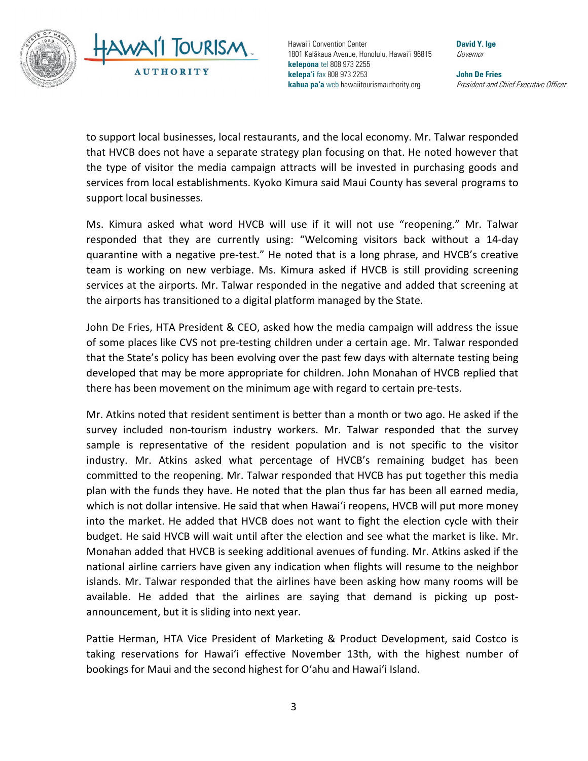to support local businesses, local restaurants, and the local economy. Mr. Talwar responded that HVCB does not have a separate strategy plan focusing on that. He noted however that the type of visitor the media campaign attracts will be invested in purchasing goods and services from local establishments. Kyoko Kimura said Maui County has several programs to support local businesses.

Ms. Kimura asked what word HVCB will use if it will not use "reopening." Mr. Talwar responded that they are currently using: "Welcoming visitors back without a 14-day quarantine with a negative pre-test." He noted that is a long phrase, and HVCB's creative team is working on new verbiage. Ms. Kimura asked if HVCB is still providing screening services at the airports. Mr. Talwar responded in the negative and added that screening at the airports has transitioned to a digital platform managed by the State.

John De Fries, HTA President & CEO, asked how the media campaign will address the issue of some places like CVS not pre-testing children under a certain age. Mr. Talwar responded that the State's policy has been evolving over the past few days with alternate testing being developed that may be more appropriate for children. John Monahan of HVCB replied that there has been movement on the minimum age with regard to certain pre-tests.

Mr. Atkins noted that resident sentiment is better than a month or two ago. He asked if the survey included non-tourism industry workers. Mr. Talwar responded that the survey sample is representative of the resident population and is not specific to the visitor industry. Mr. Atkins asked what percentage of HVCB's remaining budget has been committed to the reopening. Mr. Talwar responded that HVCB has put together this media plan with the funds they have. He noted that the plan thus far has been all earned media, which is not dollar intensive. He said that when Hawaiʻi reopens, HVCB will put more money into the market. He added that HVCB does not want to fight the election cycle with their budget. He said HVCB will wait until after the election and see what the market is like. Mr. Monahan added that HVCB is seeking additional avenues of funding. Mr. Atkins asked if the national airline carriers have given any indication when flights will resume to the neighbor islands. Mr. Talwar responded that the airlines have been asking how many rooms will be available. He added that the airlines are saying that demand is picking up post-announcement, but it is sliding into next year.

Pattie Herman, HTA Vice President of Marketing & Product Development, said Costco is taking reservations for Hawaiʻi effective November 13th, with the highest number of bookings for Maui and the second highest for Oʻahu and Hawaiʻi Island.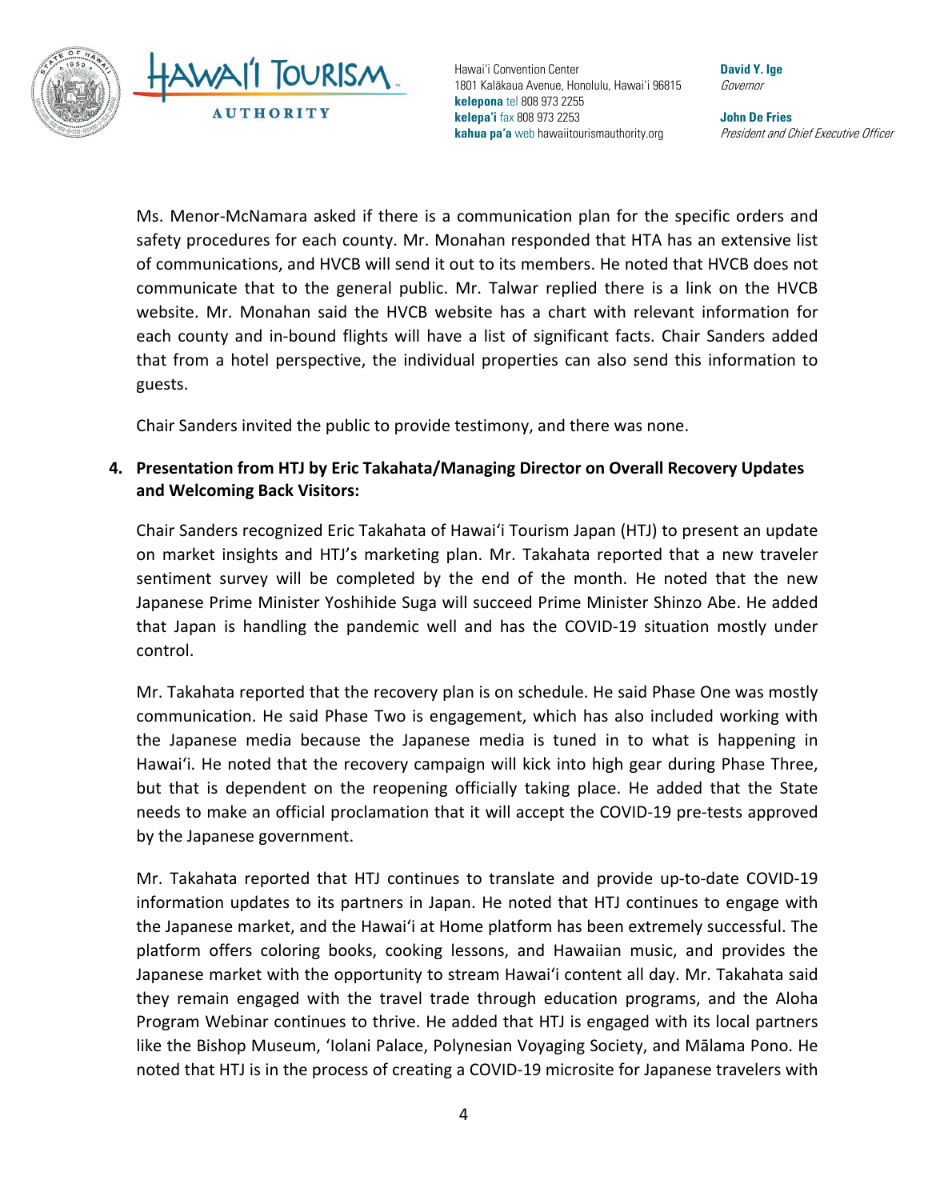Ms. Menor-McNamara asked if there is a communication plan for the specific orders and safety procedures for each county. Mr. Monahan responded that HTA has an extensive list of communications, and HVCB will send it out to its members. He noted that HVCB does not communicate that to the general public. Mr. Talwar replied there is a link on the HVCB website. Mr. Monahan said the HVCB website has a chart with relevant information for each county and in-bound flights will have a list of significant facts. Chair Sanders added that from a hotel perspective, the individual properties can also send this information to guests.

Chair Sanders invited the public to provide testimony, and there was none.

**4. Presentation from HTJ by Eric Takahata/Managing Director on Overall Recovery Updates and Welcoming Back Visitors:**

Chair Sanders recognized Eric Takahata of Hawai'i Tourism Japan (HTJ) to present an update on market insights and HTJ's marketing plan. Mr. Takahata reported that a new traveler sentiment survey will be completed by the end of the month. He noted that the new Japanese Prime Minister Yoshihide Suga will succeed Prime Minister Shinzo Abe. He added that Japan is handling the pandemic well and has the COVID-19 situation mostly under control.

Mr. Takahata reported that the recovery plan is on schedule. He said Phase One was mostly communication. He said Phase Two is engagement, which has also included working with the Japanese media because the Japanese media is tuned in to what is happening in Hawai'i. He noted that the recovery campaign will kick into high gear during Phase Three, but that is dependent on the reopening officially taking place. He added that the State needs to make an official proclamation that it will accept the COVID-19 pre-tests approved by the Japanese government.

Mr. Takahata reported that HTJ continues to translate and provide up-to-date COVID-19 information updates to its partners in Japan. He noted that HTJ continues to engage with the Japanese market, and the Hawai'i at Home platform has been extremely successful. The platform offers coloring books, cooking lessons, and Hawaiian music, and provides the Japanese market with the opportunity to stream Hawai'i content all day. Mr. Takahata said they remain engaged with the travel trade through education programs, and the Aloha Program Webinar continues to thrive. He added that HTJ is engaged with its local partners like the Bishop Museum, 'Iolani Palace, Polynesian Voyaging Society, and Mālama Pono. He noted that HTJ is in the process of creating a COVID-19 microsite for Japanese travelers with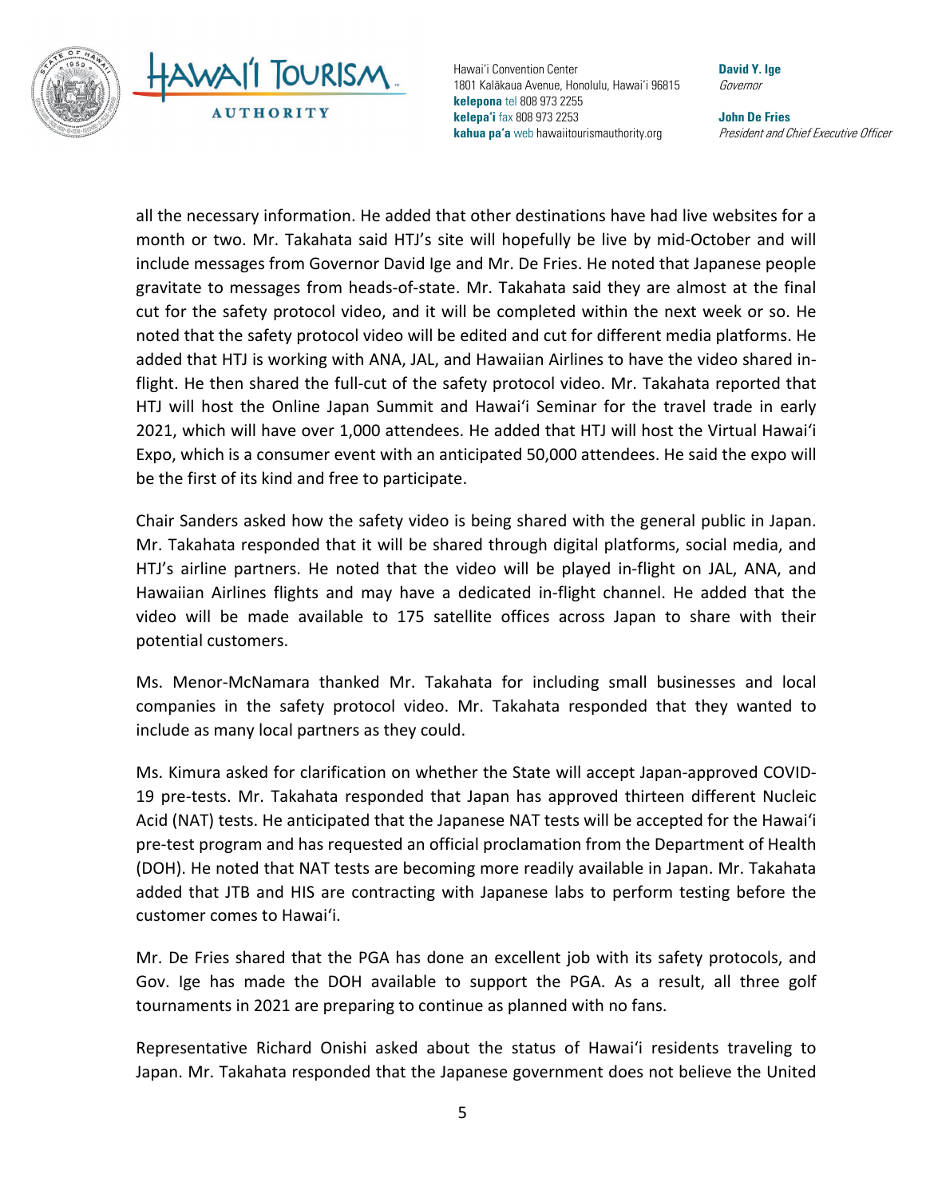all the necessary information. He added that other destinations have had live websites for a month or two. Mr. Takahata said HTJ's site will hopefully be live by mid-October and will include messages from Governor David Ige and Mr. De Fries. He noted that Japanese people gravitate to messages from heads-of-state. Mr. Takahata said they are almost at the final cut for the safety protocol video, and it will be completed within the next week or so. He noted that the safety protocol video will be edited and cut for different media platforms. He added that HTJ is working with ANA, JAL, and Hawaiian Airlines to have the video shared in-flight. He then shared the full-cut of the safety protocol video. Mr. Takahata reported that HTJ will host the Online Japan Summit and Hawai'i Seminar for the travel trade in early 2021, which will have over 1,000 attendees. He added that HTJ will host the Virtual Hawai'i Expo, which is a consumer event with an anticipated 50,000 attendees. He said the expo will be the first of its kind and free to participate.

Chair Sanders asked how the safety video is being shared with the general public in Japan. Mr. Takahata responded that it will be shared through digital platforms, social media, and HTJ's airline partners. He noted that the video will be played in-flight on JAL, ANA, and Hawaiian Airlines flights and may have a dedicated in-flight channel. He added that the video will be made available to 175 satellite offices across Japan to share with their potential customers.

Ms. Menor-McNamara thanked Mr. Takahata for including small businesses and local companies in the safety protocol video. Mr. Takahata responded that they wanted to include as many local partners as they could.

Ms. Kimura asked for clarification on whether the State will accept Japan-approved COVID-19 pre-tests. Mr. Takahata responded that Japan has approved thirteen different Nucleic Acid (NAT) tests. He anticipated that the Japanese NAT tests will be accepted for the Hawai'i pre-test program and has requested an official proclamation from the Department of Health (DOH). He noted that NAT tests are becoming more readily available in Japan. Mr. Takahata added that JTB and HIS are contracting with Japanese labs to perform testing before the customer comes to Hawai'i.

Mr. De Fries shared that the PGA has done an excellent job with its safety protocols, and Gov. Ige has made the DOH available to support the PGA. As a result, all three golf tournaments in 2021 are preparing to continue as planned with no fans.

Representative Richard Onishi asked about the status of Hawai'i residents traveling to Japan. Mr. Takahata responded that the Japanese government does not believe the United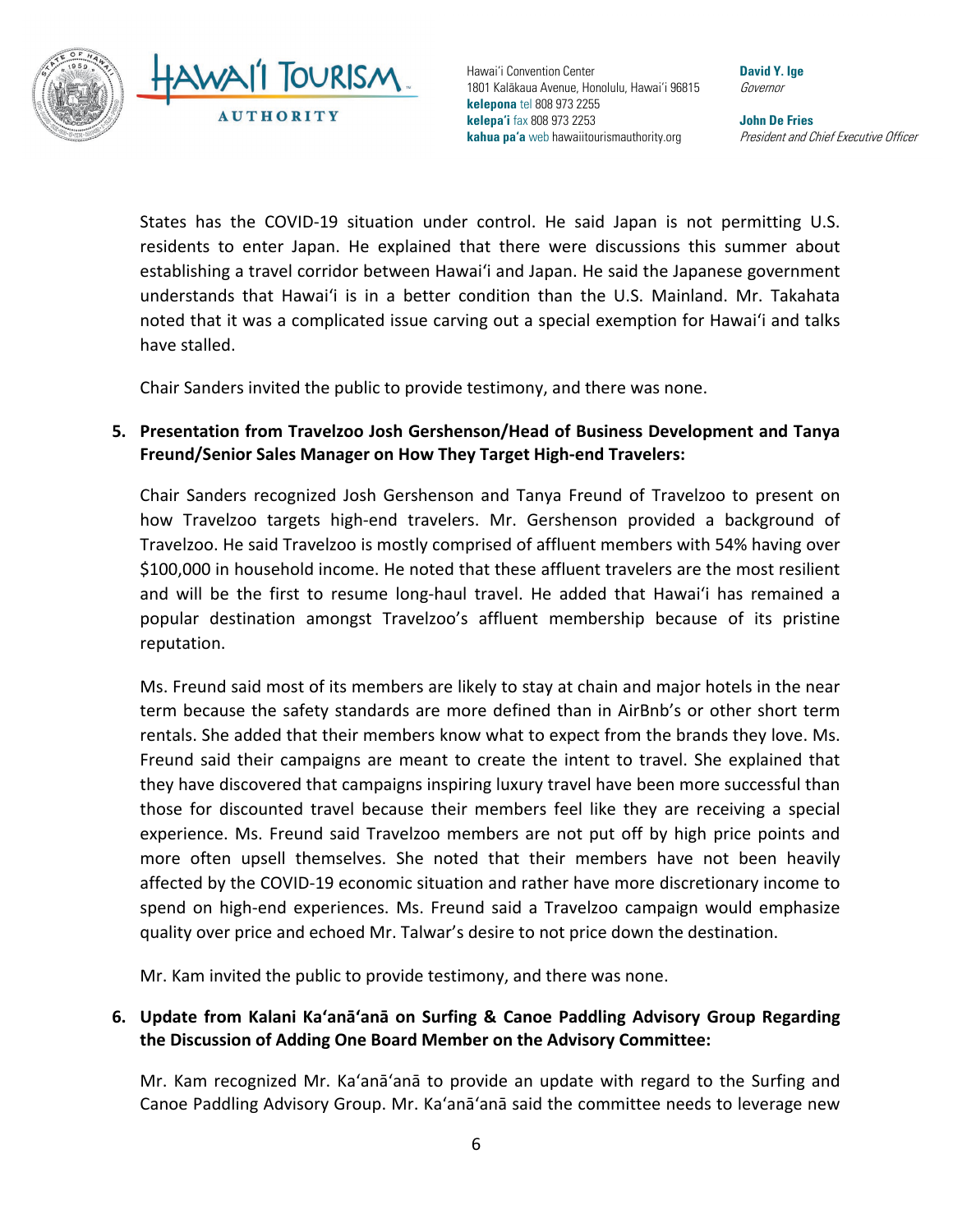States has the COVID-19 situation under control. He said Japan is not permitting U.S. residents to enter Japan. He explained that there were discussions this summer about establishing a travel corridor between Hawai'i and Japan. He said the Japanese government understands that Hawai'i is in a better condition than the U.S. Mainland. Mr. Takahata noted that it was a complicated issue carving out a special exemption for Hawai'i and talks have stalled.

Chair Sanders invited the public to provide testimony, and there was none.

**5. Presentation from Travelzoo Josh Gershenson/Head of Business Development and Tanya Freund/Senior Sales Manager on How They Target High-end Travelers:**

Chair Sanders recognized Josh Gershenson and Tanya Freund of Travelzoo to present on how Travelzoo targets high-end travelers. Mr. Gershenson provided a background of Travelzoo. He said Travelzoo is mostly comprised of affluent members with 54% having over $100,000 in household income. He noted that these affluent travelers are the most resilient and will be the first to resume long-haul travel. He added that Hawai'i has remained a popular destination amongst Travelzoo's affluent membership because of its pristine reputation.

Ms. Freund said most of its members are likely to stay at chain and major hotels in the near term because the safety standards are more defined than in AirBnb's or other short term rentals. She added that their members know what to expect from the brands they love. Ms. Freund said their campaigns are meant to create the intent to travel. She explained that they have discovered that campaigns inspiring luxury travel have been more successful than those for discounted travel because their members feel like they are receiving a special experience. Ms. Freund said Travelzoo members are not put off by high price points and more often upsell themselves. She noted that their members have not been heavily affected by the COVID-19 economic situation and rather have more discretionary income to spend on high-end experiences. Ms. Freund said a Travelzoo campaign would emphasize quality over price and echoed Mr. Talwar's desire to not price down the destination.

Mr. Kam invited the public to provide testimony, and there was none.

**6. Update from Kalani Ka'anā'anā on Surfing & Canoe Paddling Advisory Group Regarding the Discussion of Adding One Board Member on the Advisory Committee:**

Mr. Kam recognized Mr. Ka'anā'anā to provide an update with regard to the Surfing and Canoe Paddling Advisory Group. Mr. Ka'anā'anā said the committee needs to leverage new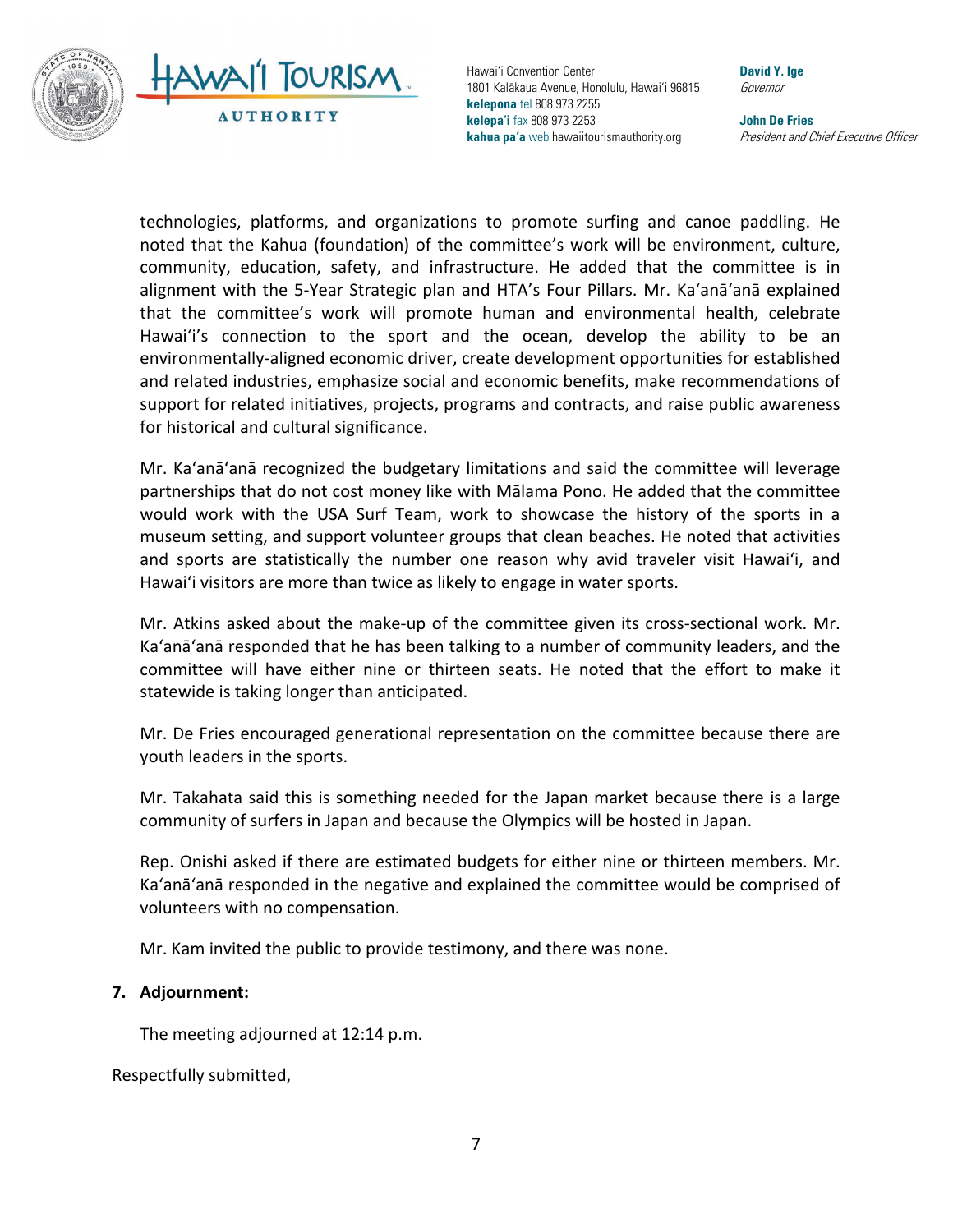technologies, platforms, and organizations to promote surfing and canoe paddling. He noted that the Kahua (foundation) of the committee's work will be environment, culture, community, education, safety, and infrastructure. He added that the committee is in alignment with the 5-Year Strategic plan and HTA's Four Pillars. Mr. Ka'anā'anā explained that the committee's work will promote human and environmental health, celebrate Hawai'i's connection to the sport and the ocean, develop the ability to be an environmentally-aligned economic driver, create development opportunities for established and related industries, emphasize social and economic benefits, make recommendations of support for related initiatives, projects, programs and contracts, and raise public awareness for historical and cultural significance.

Mr. Ka'anā'anā recognized the budgetary limitations and said the committee will leverage partnerships that do not cost money like with Mālama Pono. He added that the committee would work with the USA Surf Team, work to showcase the history of the sports in a museum setting, and support volunteer groups that clean beaches. He noted that activities and sports are statistically the number one reason why avid traveler visit Hawai'i, and Hawai'i visitors are more than twice as likely to engage in water sports.

Mr. Atkins asked about the make-up of the committee given its cross-sectional work. Mr. Ka'anā'anā responded that he has been talking to a number of community leaders, and the committee will have either nine or thirteen seats. He noted that the effort to make it statewide is taking longer than anticipated.

Mr. De Fries encouraged generational representation on the committee because there are youth leaders in the sports.

Mr. Takahata said this is something needed for the Japan market because there is a large community of surfers in Japan and because the Olympics will be hosted in Japan.

Rep. Onishi asked if there are estimated budgets for either nine or thirteen members. Mr. Ka'anā'anā responded in the negative and explained the committee would be comprised of volunteers with no compensation.

Mr. Kam invited the public to provide testimony, and there was none.

**7. Adjournment:**

The meeting adjourned at 12:14 p.m.

Respectfully submitted,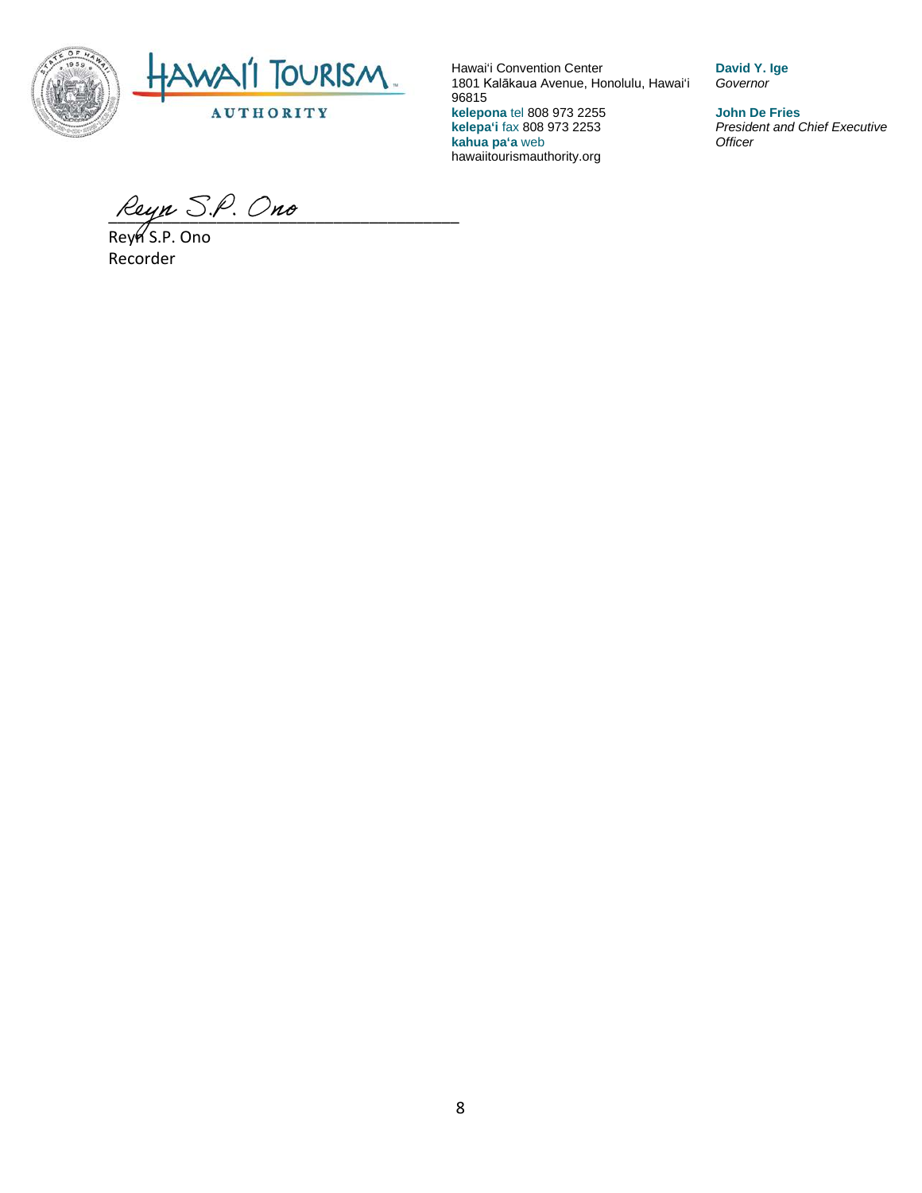Hawaiʻi Convention Center
1801 Kalākaua Avenue, Honolulu, Hawaiʻi 96815
**kelepona** tel 808 973 2255
**kelepaʻi** fax 808 973 2253
**kahua paʻa** web hawaiitourismauthority.org

**David Y. Ige**
*Governor*

**John De Fries**
*President and Chief Executive Officer*

Reyn S.P. Ono
\_\_\_\_\_\_\_\_\_\_\_\_\_\_\_\_\_\_\_\_\_\_\_\_\_\_\_\_\_\_\_\_\_\_\_\_\_\_

Reyn S.P. Ono
Recorder